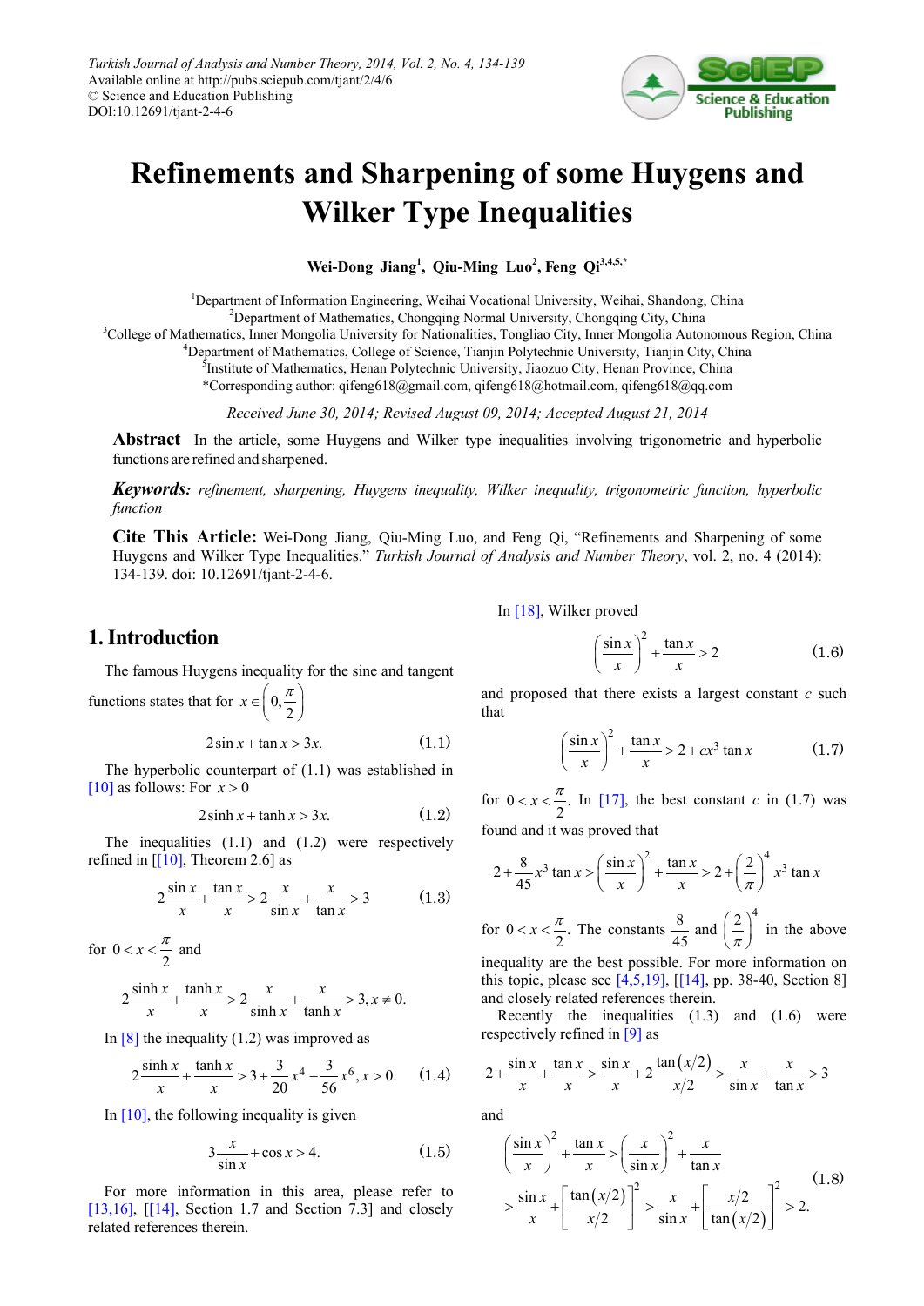# Refinements and Sharpening of some Huygens and Wilker Type Inequalities

**Wei-Dong Jiang[1], Qiu-Ming Luo[2], Feng Qi[3,4,5,*]**

[1]Department of Information Engineering, Weihai Vocational University, Weihai, Shandong, China
[2]Department of Mathematics, Chongqing Normal University, Chongqing City, China
[3]College of Mathematics, Inner Mongolia University for Nationalities, Tongliao City, Inner Mongolia Autonomous Region, China
[4]Department of Mathematics, College of Science, Tianjin Polytechnic University, Tianjin City, China
[5]Institute of Mathematics, Henan Polytechnic University, Jiaozuo City, Henan Province, China
*Corresponding author: qifeng618@gmail.com, qifeng618@hotmail.com, qifeng618@qq.com

*Received June 30, 2014; Revised August 09, 2014; Accepted August 21, 2014*

**Abstract** In the article, some Huygens and Wilker type inequalities involving trigonometric and hyperbolic functions are refined and sharpened.

***Keywords:*** *refinement, sharpening, Huygens inequality, Wilker inequality, trigonometric function, hyperbolic function*

**Cite This Article:** Wei-Dong Jiang, Qiu-Ming Luo, and Feng Qi, "Refinements and Sharpening of some Huygens and Wilker Type Inequalities." *Turkish Journal of Analysis and Number Theory*, vol. 2, no. 4 (2014): 134-139. doi: 10.12691/tjant-2-4-6.

## 1. Introduction

The famous Huygens inequality for the sine and tangent functions states that for $x \in \left(0, \frac{\pi}{2}\right)$

$$2\sin x + \tan x > 3x. \tag{1.1}$$

The hyperbolic counterpart of (1.1) was established in [10] as follows: For $x > 0$

$$2\sinh x + \tanh x > 3x. \tag{1.2}$$

The inequalities (1.1) and (1.2) were respectively refined in [[10], Theorem 2.6] as

$$2\frac{\sin x}{x} + \frac{\tan x}{x} > 2\frac{x}{\sin x} + \frac{x}{\tan x} > 3 \tag{1.3}$$

for $0 < x < \frac{\pi}{2}$ and

$$2\frac{\sinh x}{x} + \frac{\tanh x}{x} > 2\frac{x}{\sinh x} + \frac{x}{\tanh x} > 3, x \neq 0.$$

In [8] the inequality (1.2) was improved as

$$2\frac{\sinh x}{x} + \frac{\tanh x}{x} > 3 + \frac{3}{20}x^4 - \frac{3}{56}x^6, x > 0. \tag{1.4}$$

In [10], the following inequality is given

$$3\frac{x}{\sin x} + \cos x > 4. \tag{1.5}$$

For more information in this area, please refer to [13,16], [[14], Section 1.7 and Section 7.3] and closely related references therein.

In [18], Wilker proved

$$\left(\frac{\sin x}{x}\right)^2 + \frac{\tan x}{x} > 2 \tag{1.6}$$

and proposed that there exists a largest constant $c$ such that

$$\left(\frac{\sin x}{x}\right)^2 + \frac{\tan x}{x} > 2 + cx^3 \tan x \tag{1.7}$$

for $0 < x < \frac{\pi}{2}$. In [17], the best constant $c$ in (1.7) was found and it was proved that

$$2 + \frac{8}{45}x^3 \tan x > \left(\frac{\sin x}{x}\right)^2 + \frac{\tan x}{x} > 2 + \left(\frac{2}{\pi}\right)^4 x^3 \tan x$$

for $0 < x < \frac{\pi}{2}$. The constants $\frac{8}{45}$ and $\left(\frac{2}{\pi}\right)^4$ in the above inequality are the best possible. For more information on this topic, please see [4,5,19], [[14], pp. 38-40, Section 8] and closely related references therein.

Recently the inequalities (1.3) and (1.6) were respectively refined in [9] as

$$2 + \frac{\sin x}{x} + \frac{\tan x}{x} > \frac{\sin x}{x} + 2\frac{\tan(x/2)}{x/2} > \frac{x}{\sin x} + \frac{x}{\tan x} > 3$$

and

$$\begin{aligned}\left(\frac{\sin x}{x}\right)^2 + \frac{\tan x}{x} &> \left(\frac{x}{\sin x}\right)^2 + \frac{x}{\tan x} \\ &> \frac{\sin x}{x} + \left[\frac{\tan(x/2)}{x/2}\right]^2 > \frac{x}{\sin x} + \left[\frac{x/2}{\tan(x/2)}\right]^2 > 2.\end{aligned} \tag{1.8}$$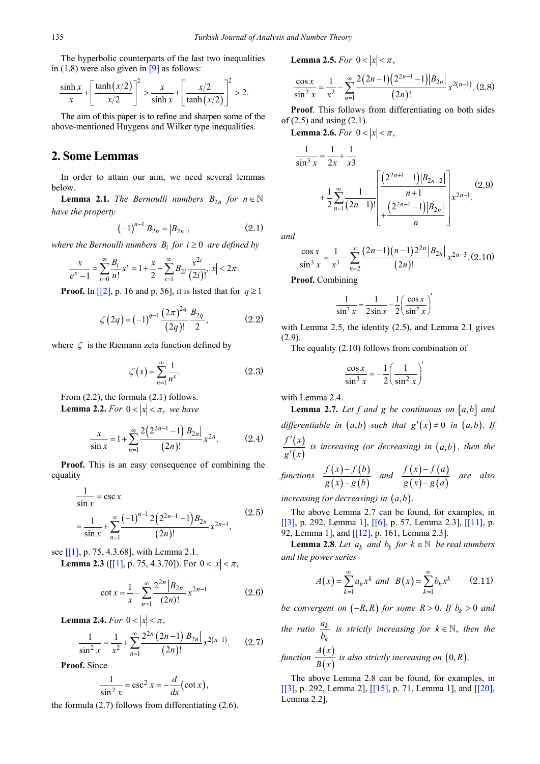The hyperbolic counterparts of the last two inequalities in (1.8) were also given in [9] as follows:

$$\frac{\sinh x}{x}+\left[\frac{\tanh(x/2)}{x/2}\right]^2>\frac{x}{\sinh x}+\left[\frac{x/2}{\tanh(x/2)}\right]^2>2.$$

The aim of this paper is to refine and sharpen some of the above-mentioned Huygens and Wilker type inequalities.

## 2. Some Lemmas

In order to attain our aim, we need several lemmas below.

**Lemma 2.1.** *The Bernoulli numbers $B_{2n}$ for $n\in\mathbb{N}$ have the property*

$$(-1)^{n-1}B_{2n}=|B_{2n}|, \tag{2.1}$$

*where the Bernoulli numbers $B_i$ for $i\ge 0$ are defined by*

$$\frac{x}{e^x-1}=\sum_{i=0}^{\infty}\frac{B_i}{n!}x^i=1+\frac{x}{2}+\sum_{i=1}^{\infty}B_{2i}\frac{x^{2i}}{(2i)!}, |x|<2\pi.$$

**Proof.** In [[2], p. 16 and p. 56], it is listed that for $q\ge 1$

$$\zeta(2q)=(-1)^{q-1}\frac{(2\pi)^{2q}}{(2q)!}\frac{B_{2q}}{2}, \tag{2.2}$$

where $\zeta$ is the Riemann zeta function defined by

$$\zeta(s)=\sum_{n=1}^{\infty}\frac{1}{n^s}. \tag{2.3}$$

From (2.2), the formula (2.1) follows.

**Lemma 2.2.** *For $0<|x|<\pi$, we have*

$$\frac{x}{\sin x}=1+\sum_{n=1}^{\infty}\frac{2\left(2^{2n-1}-1\right)|B_{2n}|}{(2n)!}x^{2n}. \tag{2.4}$$

**Proof.** This is an easy consequence of combining the equality

$$\frac{1}{\sin x}=\csc x=\frac{1}{\sin x}+\sum_{n=1}^{\infty}\frac{(-1)^{n-1}2\left(2^{2n-1}-1\right)B_{2n}}{(2n)!}x^{2n-1}, \tag{2.5}$$

see [[1], p. 75, 4.3.68], with Lemma 2.1.

**Lemma 2.3** ([[1], p. 75, 4.3.70]). For $0<|x|<\pi$,

$$\cot x=\frac{1}{x}-\sum_{n=1}^{\infty}\frac{2^{2n}|B_{2n}|}{(2n)!}x^{2n-1} \tag{2.6}$$

**Lemma 2.4.** *For $0<|x|<\pi$,*

$$\frac{1}{\sin^2 x}=\frac{1}{x^2}+\sum_{n=1}^{\infty}\frac{2^{2n}(2n-1)|B_{2n}|}{(2n)!}x^{2(n-1)}. \tag{2.7}$$

**Proof.** Since

$$\frac{1}{\sin^2 x}=\csc^2 x=-\frac{d}{dx}(\cot x),$$

the formula (2.7) follows from differentiating (2.6).

**Lemma 2.5.** *For $0<|x|<\pi$,*

$$\frac{\cos x}{\sin^2 x}=\frac{1}{x^2}-\sum_{n=1}^{\infty}\frac{2(2n-1)\left(2^{2n-1}-1\right)|B_{2n}|}{(2n)!}x^{2(n-1)}. \tag{2.8}$$

**Proof**. This follows from differentiating on both sides of (2.5) and using (2.1).

**Lemma 2.6.** *For $0<|x|<\pi$,*

$$\frac{1}{\sin^3 x}=\frac{1}{2x}+\frac{1}{x3}+\frac{1}{2}\sum_{n=1}^{\infty}\frac{1}{(2n-1)!}\left[\frac{\left(2^{2n+1}-1\right)|B_{2n+2}|}{n+1}+\frac{\left(2^{2n-1}-1\right)|B_{2n}|}{n}\right]x^{2n-1}. \tag{2.9}$$

*and*

$$\frac{\cos x}{\sin^3 x}=\frac{1}{x^3}-\sum_{n=2}^{\infty}\frac{(2n-1)(n-1)2^{2n}|B_{2n}|}{(2n)!}x^{2n-3}. \tag{2.10}$$

**Proof.** Combining

$$\frac{1}{\sin^3 x}=\frac{1}{2\sin x}-\frac{1}{2}\left(\frac{\cos x}{\sin^2 x}\right)'$$

with Lemma 2.5, the identity (2.5), and Lemma 2.1 gives (2.9).

The equality (2.10) follows from combination of

$$\frac{\cos x}{\sin^3 x}=-\frac{1}{2}\left(\frac{1}{\sin^2 x}\right)'$$

with Lemma 2.4.

**Lemma 2.7.** *Let $f$ and $g$ be continuous on $[a,b]$ and differentiable in $(a,b)$ such that $g'(x)\neq 0$ in $(a,b)$. If $\frac{f'(x)}{g'(x)}$ is increasing (or decreasing) in $(a,b)$, then the functions $\frac{f(x)-f(b)}{g(x)-g(b)}$ and $\frac{f(x)-f(a)}{g(x)-g(a)}$ are also increasing (or decreasing) in $(a,b)$.*

The above Lemma 2.7 can be found, for examples, in [[3], p. 292, Lemma 1], [[6], p. 57, Lemma 2.3], [[11], p. 92, Lemma 1], and [[12], p. 161, Lemma 2.3].

**Lemma 2.8**. *Let $a_k$ and $b_k$ for $k\in\mathbb{N}$ be real numbers and the power series*

$$A(x)=\sum_{k=1}^{\infty}a_kx^k \text{ and } B(x)=\sum_{k=1}^{\infty}b_kx^k \tag{2.11}$$

*be convergent on $(-R,R)$ for some $R>0$. If $b_k>0$ and the ratio $\frac{a_k}{b_k}$ is strictly increasing for $k\in\mathbb{N}$, then the function $\frac{A(x)}{B(x)}$ is also strictly increasing on $(0,R)$.*

The above Lemma 2.8 can be found, for examples, in [[3], p. 292, Lemma 2], [[15], p. 71, Lemma 1], and [[20], Lemma 2.2].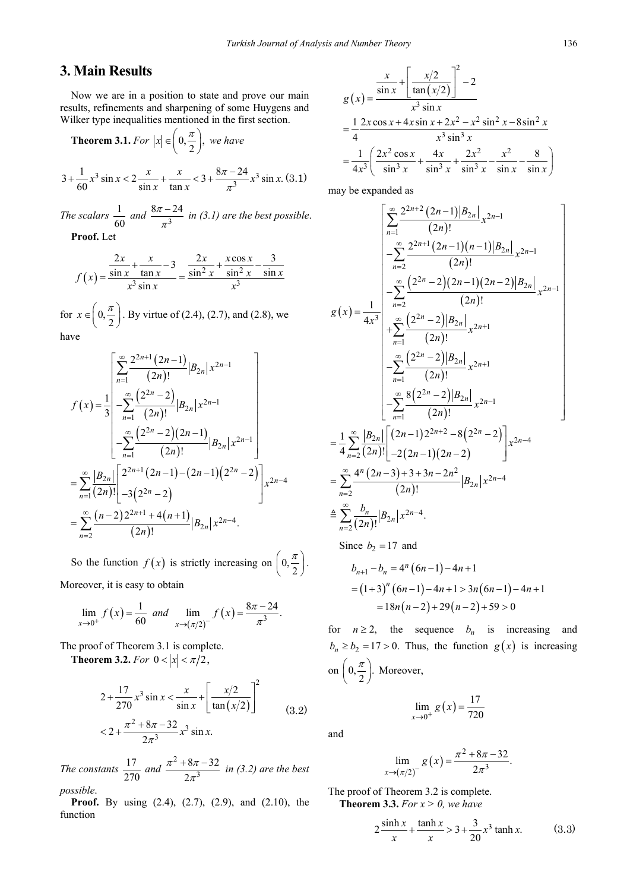## 3. Main Results

Now we are in a position to state and prove our main results, refinements and sharpening of some Huygens and Wilker type inequalities mentioned in the first section.

**Theorem 3.1.** *For* $|x|\in\left(0,\frac{\pi}{2}\right)$, *we have*

$$3+\frac{1}{60}x^3\sin x<2\frac{x}{\sin x}+\frac{x}{\tan x}<3+\frac{8\pi-24}{\pi^3}x^3\sin x. \quad (3.1)$$

*The scalars* $\frac{1}{60}$ *and* $\frac{8\pi-24}{\pi^3}$ *in (3.1) are the best possible.*

**Proof.** Let

$$f(x)=\frac{\frac{2x}{\sin x}+\frac{x}{\tan x}-3}{x^3\sin x}=\frac{\frac{2x}{\sin^2 x}+\frac{x\cos x}{\sin^2 x}-\frac{3}{\sin x}}{x^3}$$

for $x\in\left(0,\frac{\pi}{2}\right)$. By virtue of (2.4), (2.7), and (2.8), we have

$$\begin{aligned}
f(x)&=\frac{1}{3}\left[\begin{array}{l}\sum_{n=1}^{\infty}\frac{2^{2n+1}(2n-1)}{(2n)!}|B_{2n}|x^{2n-1}\\ -\sum_{n=1}^{\infty}\frac{\left(2^{2n}-2\right)}{(2n)!}|B_{2n}|x^{2n-1}\\ -\sum_{n=1}^{\infty}\frac{\left(2^{2n}-2\right)(2n-1)}{(2n)!}|B_{2n}|x^{2n-1}\end{array}\right]\\
&=\sum_{n=1}^{\infty}\frac{|B_{2n}|}{(2n)!}\left[\begin{array}{l}2^{2n+1}(2n-1)-(2n-1)\left(2^{2n}-2\right)\\ -3\left(2^{2n}-2\right)\end{array}\right]x^{2n-4}\\
&=\sum_{n=2}^{\infty}\frac{(n-2)2^{2n+1}+4(n+1)}{(2n)!}|B_{2n}|x^{2n-4}.
\end{aligned}$$

So the function $f(x)$ is strictly increasing on $\left(0,\frac{\pi}{2}\right)$. Moreover, it is easy to obtain

$$\lim_{x\to 0^+}f(x)=\frac{1}{60}\quad and\quad \lim_{x\to(\pi/2)^-}f(x)=\frac{8\pi-24}{\pi^3}.$$

The proof of Theorem 3.1 is complete.

**Theorem 3.2.** *For* $0<|x|<\pi/2$,

$$\begin{aligned}
&2+\frac{17}{270}x^3\sin x<\frac{x}{\sin x}+\left[\frac{x/2}{\tan(x/2)}\right]^2\\
&<2+\frac{\pi^2+8\pi-32}{2\pi^3}x^3\sin x.
\end{aligned}\quad (3.2)$$

*The constants* $\frac{17}{270}$ *and* $\frac{\pi^2+8\pi-32}{2\pi^3}$ *in (3.2) are the best possible.*

**Proof.** By using (2.4), (2.7), (2.9), and (2.10), the function

$$\begin{aligned}
g(x)&=\frac{\frac{x}{\sin x}+\left[\frac{x/2}{\tan(x/2)}\right]^2-2}{x^3\sin x}\\
&=\frac{1}{4}\frac{2x\cos x+4x\sin x+2x^2-x^2\sin^2 x-8\sin^2 x}{x^3\sin^3 x}\\
&=\frac{1}{4x^3}\left(\frac{2x^2\cos x}{\sin^3 x}+\frac{4x}{\sin^3 x}+\frac{2x^2}{\sin^3 x}-\frac{x^2}{\sin x}-\frac{8}{\sin x}\right)
\end{aligned}$$

may be expanded as

$$\begin{aligned}
g(x)&=\frac{1}{4x^3}\left[\begin{array}{l}\sum_{n=1}^{\infty}\frac{2^{2n+2}(2n-1)|B_{2n}|}{(2n)!}x^{2n-1}\\ -\sum_{n=2}^{\infty}\frac{2^{2n+1}(2n-1)(n-1)|B_{2n}|}{(2n)!}x^{2n-1}\\ -\sum_{n=2}^{\infty}\frac{\left(2^{2n}-2\right)(2n-1)(2n-2)|B_{2n}|}{(2n)!}x^{2n-1}\\ +\sum_{n=1}^{\infty}\frac{\left(2^{2n}-2\right)|B_{2n}|}{(2n)!}x^{2n+1}\\ -\sum_{n=1}^{\infty}\frac{\left(2^{2n}-2\right)|B_{2n}|}{(2n)!}x^{2n+1}\\ -\sum_{n=1}^{\infty}\frac{8\left(2^{2n}-2\right)|B_{2n}|}{(2n)!}x^{2n-1}\end{array}\right]\\
&=\frac{1}{4}\sum_{n=2}^{\infty}\frac{|B_{2n}|}{(2n)!}\left[\begin{array}{l}(2n-1)2^{2n+2}-8\left(2^{2n}-2\right)\\ -2(2n-1)(2n-2)\end{array}\right]x^{2n-4}\\
&=\sum_{n=2}^{\infty}\frac{4^n(2n-3)+3+3n-2n^2}{(2n)!}|B_{2n}|x^{2n-4}\\
&\triangleq\sum_{n=2}^{\infty}\frac{b_n}{(2n)!}|B_{2n}|x^{2n-4}.
\end{aligned}$$

Since $b_2=17$ and

$$\begin{aligned}
b_{n+1}-b_n&=4^n(6n-1)-4n+1\\
&=(1+3)^n(6n-1)-4n+1>3n(6n-1)-4n+1\\
&=18n(n-2)+29(n-2)+59>0
\end{aligned}$$

for $n\ge 2$, the sequence $b_n$ is increasing and $b_n\ge b_2=17>0$. Thus, the function $g(x)$ is increasing on $\left(0,\frac{\pi}{2}\right)$. Moreover,

$$\lim_{x\to 0^+}g(x)=\frac{17}{720}$$

and

$$\lim_{x\to(\pi/2)^-}g(x)=\frac{\pi^2+8\pi-32}{2\pi^3}.$$

The proof of Theorem 3.2 is complete.

**Theorem 3.3.** *For x > 0, we have*

$$2\frac{\sinh x}{x}+\frac{\tanh x}{x}>3+\frac{3}{20}x^3\tanh x. \quad (3.3)$$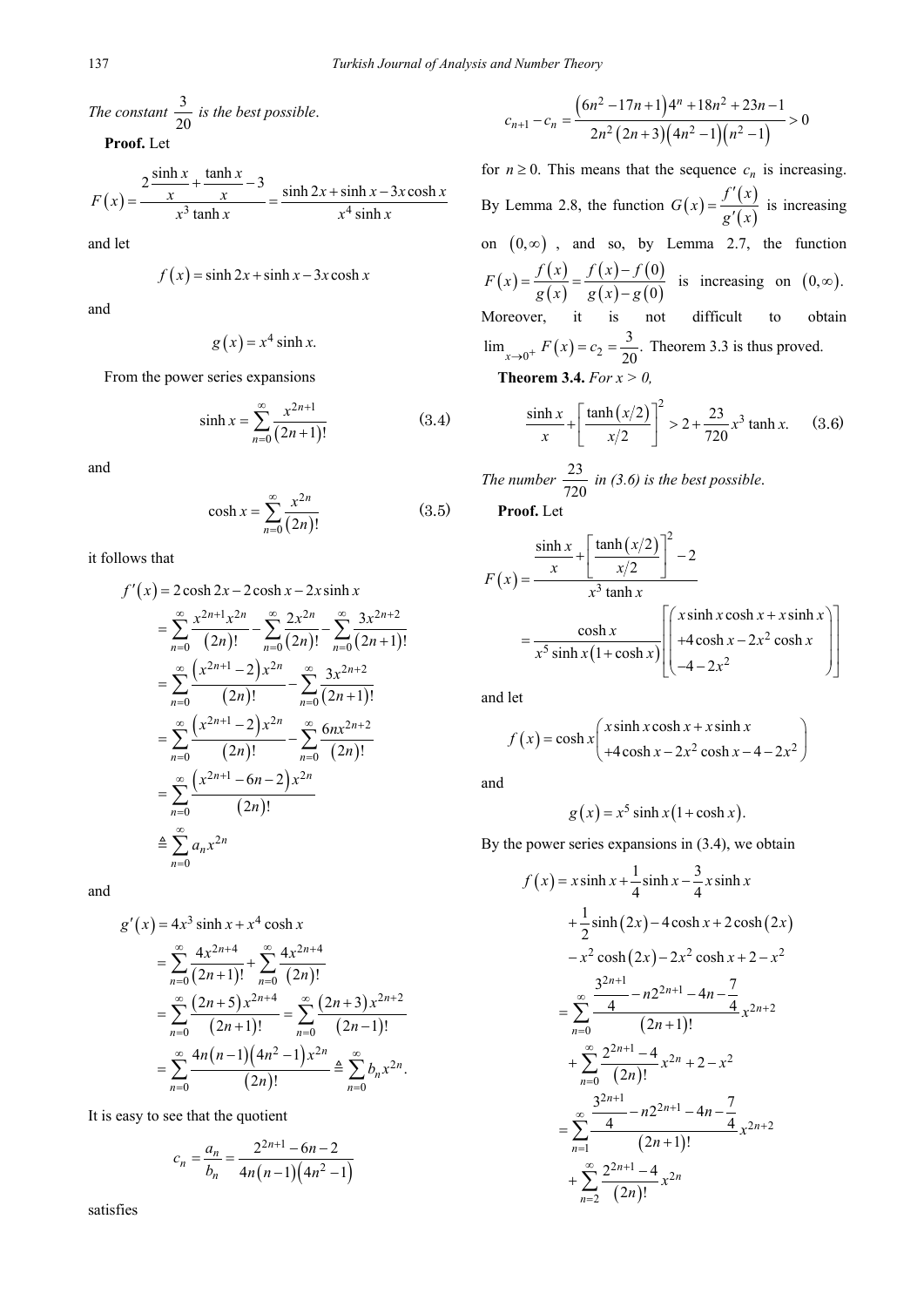*The constant* $\frac{3}{20}$ *is the best possible*.

**Proof.** Let

$$F(x)=\frac{2\frac{\sinh x}{x}+\frac{\tanh x}{x}-3}{x^3\tanh x}=\frac{\sinh 2x+\sinh x-3x\cosh x}{x^4\sinh x}$$

and let

$$f(x)=\sinh 2x+\sinh x-3x\cosh x$$

and

$$g(x)=x^4\sinh x.$$

From the power series expansions

$$\sinh x=\sum_{n=0}^{\infty}\frac{x^{2n+1}}{(2n+1)!} \tag{3.4}$$

and

$$\cosh x=\sum_{n=0}^{\infty}\frac{x^{2n}}{(2n)!} \tag{3.5}$$

it follows that

$$\begin{aligned}
f'(x)&=2\cosh 2x-2\cosh x-2x\sinh x\\
&=\sum_{n=0}^{\infty}\frac{x^{2n+1}x^{2n}}{(2n)!}-\sum_{n=0}^{\infty}\frac{2x^{2n}}{(2n)!}-\sum_{n=0}^{\infty}\frac{3x^{2n+2}}{(2n+1)!}\\
&=\sum_{n=0}^{\infty}\frac{\left(x^{2n+1}-2\right)x^{2n}}{(2n)!}-\sum_{n=0}^{\infty}\frac{3x^{2n+2}}{(2n+1)!}\\
&=\sum_{n=0}^{\infty}\frac{\left(x^{2n+1}-2\right)x^{2n}}{(2n)!}-\sum_{n=0}^{\infty}\frac{6nx^{2n+2}}{(2n)!}\\
&=\sum_{n=0}^{\infty}\frac{\left(x^{2n+1}-6n-2\right)x^{2n}}{(2n)!}\\
&\triangleq\sum_{n=0}^{\infty}a_nx^{2n}
\end{aligned}$$

and

$$\begin{aligned}
g'(x)&=4x^3\sinh x+x^4\cosh x\\
&=\sum_{n=0}^{\infty}\frac{4x^{2n+4}}{(2n+1)!}+\sum_{n=0}^{\infty}\frac{4x^{2n+4}}{(2n)!}\\
&=\sum_{n=0}^{\infty}\frac{(2n+5)x^{2n+4}}{(2n+1)!}=\sum_{n=0}^{\infty}\frac{(2n+3)x^{2n+2}}{(2n-1)!}\\
&=\sum_{n=0}^{\infty}\frac{4n(n-1)\left(4n^2-1\right)x^{2n}}{(2n)!}\triangleq\sum_{n=0}^{\infty}b_nx^{2n}.
\end{aligned}$$

It is easy to see that the quotient

$$c_n=\frac{a_n}{b_n}=\frac{2^{2n+1}-6n-2}{4n(n-1)\left(4n^2-1\right)}$$

satisfies

$$c_{n+1}-c_n=\frac{\left(6n^2-17n+1\right)4^n+18n^2+23n-1}{2n^2(2n+3)\left(4n^2-1\right)\left(n^2-1\right)}>0$$

for $n\geq 0$. This means that the sequence $c_n$ is increasing. By Lemma 2.8, the function $G(x)=\frac{f'(x)}{g'(x)}$ is increasing on $(0,\infty)$, and so, by Lemma 2.7, the function $F(x)=\frac{f(x)}{g(x)}=\frac{f(x)-f(0)}{g(x)-g(0)}$ is increasing on $(0,\infty)$. Moreover, it is not difficult to obtain $\lim_{x\to 0^+}F(x)=c_2=\frac{3}{20}$. Theorem 3.3 is thus proved.

**Theorem 3.4.** *For x > 0,*

$$\frac{\sinh x}{x}+\left[\frac{\tanh(x/2)}{x/2}\right]^2>2+\frac{23}{720}x^3\tanh x. \tag{3.6}$$

*The number* $\frac{23}{720}$ *in (3.6) is the best possible*.

**Proof.** Let

$$\begin{aligned}
F(x)&=\frac{\frac{\sinh x}{x}+\left[\frac{\tanh(x/2)}{x/2}\right]^2-2}{x^3\tanh x}\\
&=\frac{\cosh x}{x^5\sinh x(1+\cosh x)}\left[\begin{pmatrix}x\sinh x\cosh x+x\sinh x\\ +4\cosh x-2x^2\cosh x\\ -4-2x^2\end{pmatrix}\right]
\end{aligned}$$

and let

$$f(x)=\cosh x\begin{pmatrix}x\sinh x\cosh x+x\sinh x\\ +4\cosh x-2x^2\cosh x-4-2x^2\end{pmatrix}$$

and

$$g(x)=x^5\sinh x(1+\cosh x).$$

By the power series expansions in (3.4), we obtain

$$\begin{aligned}
f(x)&=x\sinh x+\frac{1}{4}\sinh x-\frac{3}{4}x\sinh x\\
&\quad+\frac{1}{2}\sinh(2x)-4\cosh x+2\cosh(2x)\\
&\quad-x^2\cosh(2x)-2x^2\cosh x+2-x^2\\
&=\sum_{n=0}^{\infty}\frac{\frac{3^{2n+1}}{4}-n2^{2n+1}-4n-\frac{7}{4}}{(2n+1)!}x^{2n+2}\\
&\quad+\sum_{n=0}^{\infty}\frac{2^{2n+1}-4}{(2n)!}x^{2n}+2-x^2\\
&=\sum_{n=1}^{\infty}\frac{\frac{3^{2n+1}}{4}-n2^{2n+1}-4n-\frac{7}{4}}{(2n+1)!}x^{2n+2}\\
&\quad+\sum_{n=2}^{\infty}\frac{2^{2n+1}-4}{(2n)!}x^{2n}
\end{aligned}$$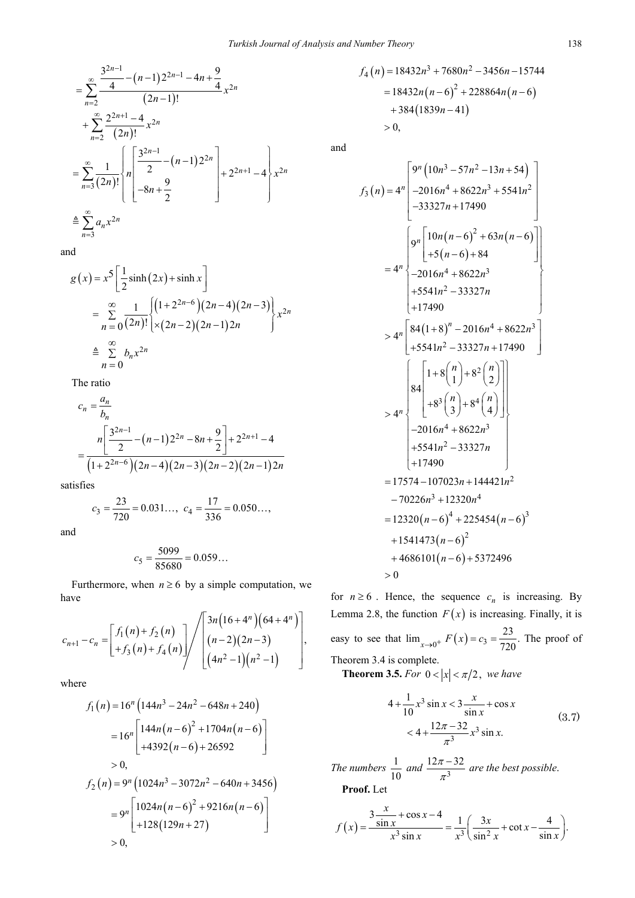$$
\begin{aligned}
&= \sum_{n=2}^{\infty} \frac{\frac{3^{2n-1}}{4} - (n-1)2^{2n-1} - 4n + \frac{9}{4}}{(2n-1)!} x^{2n} \\
&\quad + \sum_{n=2}^{\infty} \frac{2^{2n+1} - 4}{(2n)!} x^{2n} \\
&= \sum_{n=3}^{\infty} \frac{1}{(2n)!} \left\{ n \left[ \begin{array}{c} \frac{3^{2n-1}}{2} - (n-1)2^{2n} \\ -8n + \frac{9}{2} \end{array} \right] + 2^{2n+1} - 4 \right\} x^{2n} \\
&\triangleq \sum_{n=3}^{\infty} a_n x^{2n}
\end{aligned}
$$

and

$$
\begin{aligned}
g(x) &= x^5 \left[ \frac{1}{2}\sinh(2x) + \sinh x \right] \\
&= \sum_{n=0}^{\infty} \frac{1}{(2n)!} \left\{ \begin{array}{l} (1+2^{2n-6})(2n-4)(2n-3) \\ \times (2n-2)(2n-1)2n \end{array} \right\} x^{2n} \\
&\triangleq \sum_{n=0}^{\infty} b_n x^{2n}
\end{aligned}
$$

The ratio

$$
\begin{aligned}
c_n &= \frac{a_n}{b_n} \\
&= \frac{n\left[ \frac{3^{2n-1}}{2} - (n-1)2^{2n} - 8n + \frac{9}{2} \right] + 2^{2n+1} - 4}{(1+2^{2n-6})(2n-4)(2n-3)(2n-2)(2n-1)2n}
\end{aligned}
$$

satisfies

$$
c_3 = \frac{23}{720} = 0.031\ldots,\ c_4 = \frac{17}{336} = 0.050\ldots,
$$

and

$$
c_5 = \frac{5099}{85680} = 0.059\ldots
$$

Furthermore, when $n \ge 6$ by a simple computation, we have

$$
c_{n+1} - c_n = \left[ \begin{array}{c} f_1(n) + f_2(n) \\ + f_3(n) + f_4(n) \end{array} \right] \Bigg/ \left[ \begin{array}{c} 3n(16+4^n)(64+4^n) \\ (n-2)(2n-3) \\ (4n^2-1)(n^2-1) \end{array} \right],
$$

where

$$
\begin{aligned}
f_1(n) &= 16^n (144n^3 - 24n^2 - 648n + 240) \\
&= 16^n \left[ \begin{array}{l} 144n(n-6)^2 + 1704n(n-6) \\ +4392(n-6) + 26592 \end{array} \right] \\
&> 0, \\
f_2(n) &= 9^n (1024n^3 - 3072n^2 - 640n + 3456) \\
&= 9^n \left[ \begin{array}{l} 1024n(n-6)^2 + 9216n(n-6) \\ +128(129n+27) \end{array} \right] \\
&> 0,
\end{aligned}
$$

$$
\begin{aligned}
f_4(n) &= 18432n^3 + 7680n^2 - 3456n - 15744 \\
&= 18432n(n-6)^2 + 228864n(n-6) \\
&\quad + 384(1839n - 41) \\
&> 0,
\end{aligned}
$$

and

$$
\begin{aligned}
f_3(n) &= 4^n \left[ \begin{array}{l} 9^n (10n^3 - 57n^2 - 13n + 54) \\ -2016n^4 + 8622n^3 + 5541n^2 \\ -33327n + 17490 \end{array} \right] \\
&= 4^n \left\{ \begin{array}{l} 9^n \left[ \begin{array}{l} 10n(n-6)^2 + 63n(n-6) \\ +5(n-6) + 84 \end{array} \right] \\ -2016n^4 + 8622n^3 \\ +5541n^2 - 33327n \\ +17490 \end{array} \right\} \\
&> 4^n \left[ \begin{array}{l} 84(1+8)^n - 2016n^4 + 8622n^3 \\ +5541n^2 - 33327n + 17490 \end{array} \right] \\
&> 4^n \left\{ \begin{array}{l} 84 \left[ \begin{array}{l} 1 + 8\binom{n}{1} + 8^2\binom{n}{2} \\ +8^3\binom{n}{3} + 8^4\binom{n}{4} \end{array} \right] \\ -2016n^4 + 8622n^3 \\ +5541n^2 - 33327n \\ +17490 \end{array} \right\} \\
&= 17574 - 107023n + 144421n^2 \\
&\quad - 70226n^3 + 12320n^4 \\
&= 12320(n-6)^4 + 225454(n-6)^3 \\
&\quad + 1541473(n-6)^2 \\
&\quad + 4686101(n-6) + 5372496 \\
&> 0
\end{aligned}
$$

for $n \ge 6$. Hence, the sequence $c_n$ is increasing. By Lemma 2.8, the function $F(x)$ is increasing. Finally, it is easy to see that $\lim_{x \to 0^+} F(x) = c_3 = \frac{23}{720}$. The proof of Theorem 3.4 is complete.

**Theorem 3.5.** *For* $0 < |x| < \pi/2$, *we have*

$$
\begin{aligned}
4 + \frac{1}{10}x^3 \sin x &< 3\frac{x}{\sin x} + \cos x \\
&< 4 + \frac{12\pi - 32}{\pi^3} x^3 \sin x.
\end{aligned}
\tag{3.7}
$$

*The numbers* $\frac{1}{10}$ *and* $\frac{12\pi - 32}{\pi^3}$ *are the best possible.*

**Proof.** Let

$$
f(x) = \frac{3\frac{x}{\sin x} + \cos x - 4}{x^3 \sin x} = \frac{1}{x^3}\left( \frac{3x}{\sin^2 x} + \cot x - \frac{4}{\sin x} \right).
$$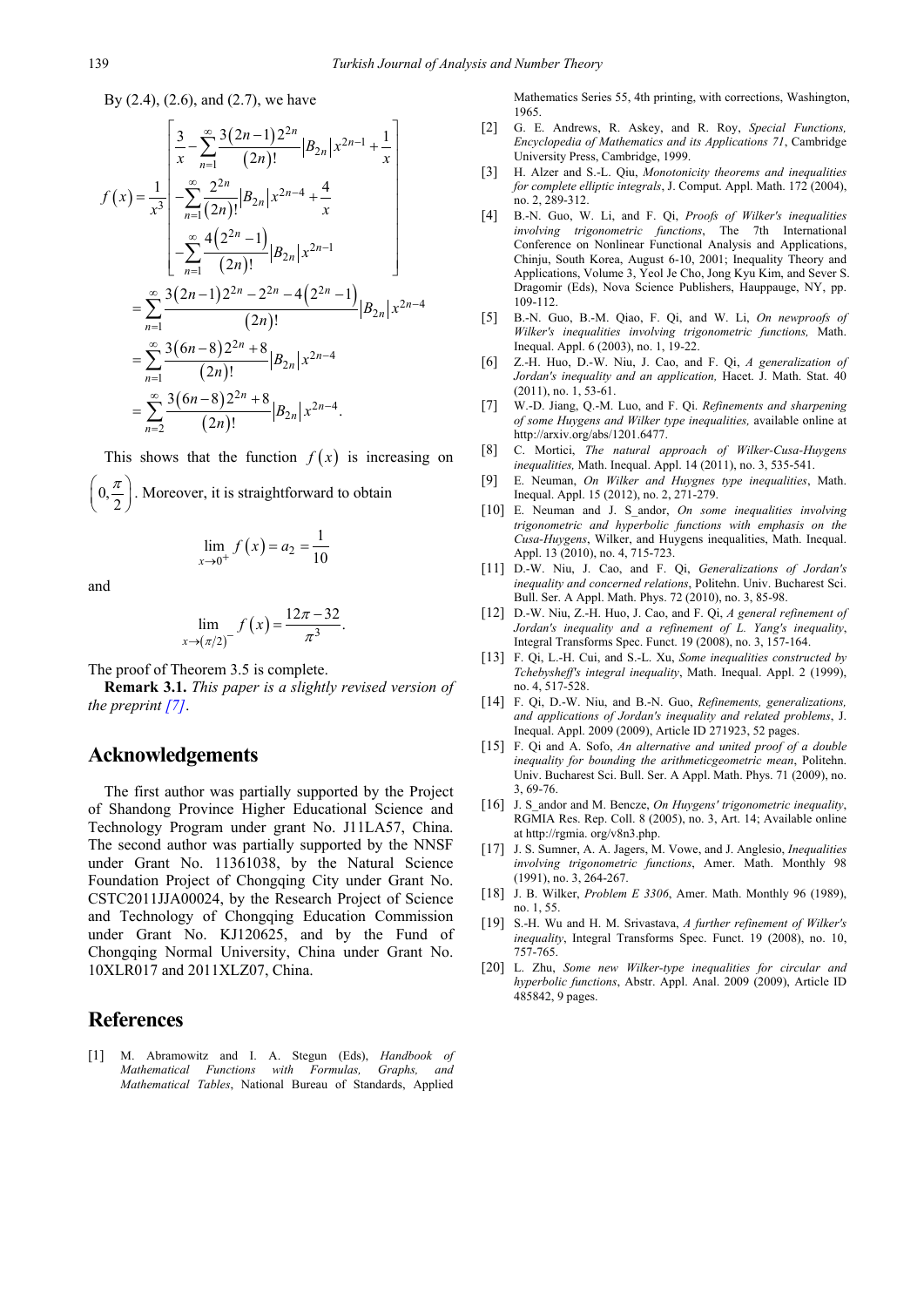By (2.4), (2.6), and (2.7), we have

$$
\begin{aligned}
f(x) &= \frac{1}{x^3}\left[\begin{array}{l} \dfrac{3}{x} - \displaystyle\sum_{n=1}^{\infty} \frac{3(2n-1)2^{2n}}{(2n)!}|B_{2n}|x^{2n-1} + \frac{1}{x} \\ -\displaystyle\sum_{n=1}^{\infty} \frac{2^{2n}}{(2n)!}|B_{2n}|x^{2n-4} + \frac{4}{x} \\ -\displaystyle\sum_{n=1}^{\infty} \frac{4\left(2^{2n}-1\right)}{(2n)!}|B_{2n}|x^{2n-1} \end{array}\right] \\
&= \sum_{n=1}^{\infty} \frac{3(2n-1)2^{2n} - 2^{2n} - 4\left(2^{2n}-1\right)}{(2n)!}|B_{2n}|x^{2n-4} \\
&= \sum_{n=1}^{\infty} \frac{3(6n-8)2^{2n} + 8}{(2n)!}|B_{2n}|x^{2n-4} \\
&= \sum_{n=2}^{\infty} \frac{3(6n-8)2^{2n} + 8}{(2n)!}|B_{2n}|x^{2n-4}.
\end{aligned}
$$

This shows that the function $f(x)$ is increasing on $\left(0, \frac{\pi}{2}\right)$. Moreover, it is straightforward to obtain

$$
\lim_{x \to 0^+} f(x) = a_2 = \frac{1}{10}
$$

and

$$
\lim_{x \to (\pi/2)^-} f(x) = \frac{12\pi - 32}{\pi^3}.
$$

The proof of Theorem 3.5 is complete.

**Remark 3.1.** *This paper is a slightly revised version of the preprint [7].*

## Acknowledgements

The first author was partially supported by the Project of Shandong Province Higher Educational Science and Technology Program under grant No. J11LA57, China. The second author was partially supported by the NNSF under Grant No. 11361038, by the Natural Science Foundation Project of Chongqing City under Grant No. CSTC2011JJA00024, by the Research Project of Science and Technology of Chongqing Education Commission under Grant No. KJ120625, and by the Fund of Chongqing Normal University, China under Grant No. 10XLR017 and 2011XLZ07, China.

## References

[1] M. Abramowitz and I. A. Stegun (Eds), *Handbook of Mathematical Functions with Formulas, Graphs, and Mathematical Tables*, National Bureau of Standards, Applied Mathematics Series 55, 4th printing, with corrections, Washington, 1965.

[2] G. E. Andrews, R. Askey, and R. Roy, *Special Functions, Encyclopedia of Mathematics and its Applications 71*, Cambridge University Press, Cambridge, 1999.

[3] H. Alzer and S.-L. Qiu, *Monotonicity theorems and inequalities for complete elliptic integrals*, J. Comput. Appl. Math. 172 (2004), no. 2, 289-312.

[4] B.-N. Guo, W. Li, and F. Qi, *Proofs of Wilker's inequalities involving trigonometric functions*, The 7th International Conference on Nonlinear Functional Analysis and Applications, Chinju, South Korea, August 6-10, 2001; Inequality Theory and Applications, Volume 3, Yeol Je Cho, Jong Kyu Kim, and Sever S. Dragomir (Eds), Nova Science Publishers, Hauppauge, NY, pp. 109-112.

[5] B.-N. Guo, B.-M. Qiao, F. Qi, and W. Li, *On newproofs of Wilker's inequalities involving trigonometric functions,* Math. Inequal. Appl. 6 (2003), no. 1, 19-22.

[6] Z.-H. Huo, D.-W. Niu, J. Cao, and F. Qi, *A generalization of Jordan's inequality and an application,* Hacet. J. Math. Stat. 40 (2011), no. 1, 53-61.

[7] W.-D. Jiang, Q.-M. Luo, and F. Qi. *Refinements and sharpening of some Huygens and Wilker type inequalities,* available online at http://arxiv.org/abs/1201.6477.

[8] C. Mortici, *The natural approach of Wilker-Cusa-Huygens inequalities,* Math. Inequal. Appl. 14 (2011), no. 3, 535-541.

[9] E. Neuman, *On Wilker and Huygnes type inequalities*, Math. Inequal. Appl. 15 (2012), no. 2, 271-279.

[10] E. Neuman and J. S_andor, *On some inequalities involving trigonometric and hyperbolic functions with emphasis on the Cusa-Huygens*, Wilker, and Huygens inequalities, Math. Inequal. Appl. 13 (2010), no. 4, 715-723.

[11] D.-W. Niu, J. Cao, and F. Qi, *Generalizations of Jordan's inequality and concerned relations*, Politehn. Univ. Bucharest Sci. Bull. Ser. A Appl. Math. Phys. 72 (2010), no. 3, 85-98.

[12] D.-W. Niu, Z.-H. Huo, J. Cao, and F. Qi, *A general refinement of Jordan's inequality and a refinement of L. Yang's inequality*, Integral Transforms Spec. Funct. 19 (2008), no. 3, 157-164.

[13] F. Qi, L.-H. Cui, and S.-L. Xu, *Some inequalities constructed by Tchebysheff's integral inequality*, Math. Inequal. Appl. 2 (1999), no. 4, 517-528.

[14] F. Qi, D.-W. Niu, and B.-N. Guo, *Refinements, generalizations, and applications of Jordan's inequality and related problems*, J. Inequal. Appl. 2009 (2009), Article ID 271923, 52 pages.

[15] F. Qi and A. Sofo, *An alternative and united proof of a double inequality for bounding the arithmeticgeometric mean*, Politehn. Univ. Bucharest Sci. Bull. Ser. A Appl. Math. Phys. 71 (2009), no. 3, 69-76.

[16] J. S_andor and M. Bencze, *On Huygens' trigonometric inequality*, RGMIA Res. Rep. Coll. 8 (2005), no. 3, Art. 14; Available online at http://rgmia. org/v8n3.php.

[17] J. S. Sumner, A. A. Jagers, M. Vowe, and J. Anglesio, *Inequalities involving trigonometric functions*, Amer. Math. Monthly 98 (1991), no. 3, 264-267.

[18] J. B. Wilker, *Problem E 3306*, Amer. Math. Monthly 96 (1989), no. 1, 55.

[19] S.-H. Wu and H. M. Srivastava, *A further refinement of Wilker's inequality*, Integral Transforms Spec. Funct. 19 (2008), no. 10, 757-765.

[20] L. Zhu, *Some new Wilker-type inequalities for circular and hyperbolic functions*, Abstr. Appl. Anal. 2009 (2009), Article ID 485842, 9 pages.